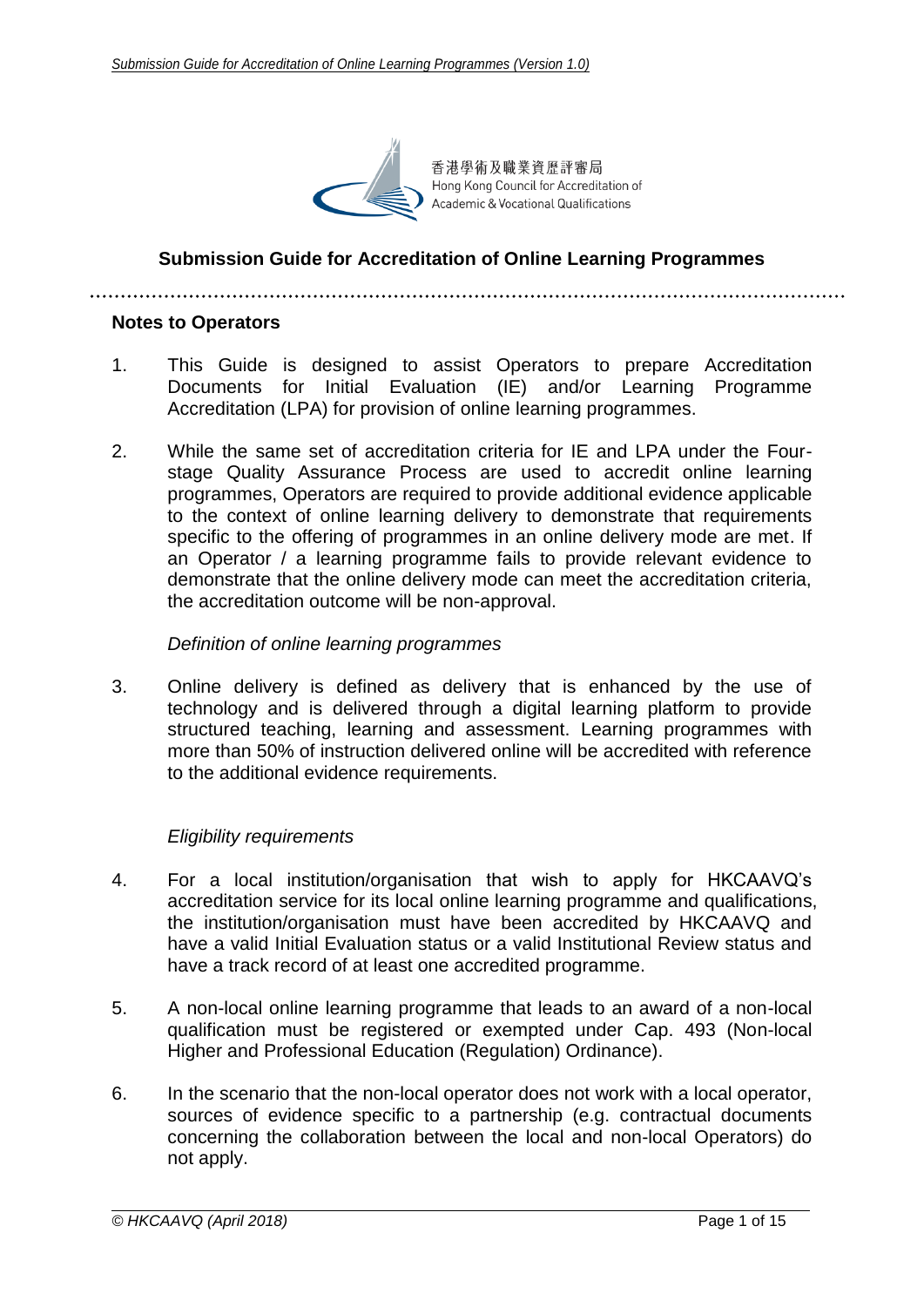香港學術及職業資歷評審局
Hong Kong Council for Accreditation of Academic & Vocational Qualifications

# Submission Guide for Accreditation of Online Learning Programmes

## Notes to Operators

1. This Guide is designed to assist Operators to prepare Accreditation Documents for Initial Evaluation (IE) and/or Learning Programme Accreditation (LPA) for provision of online learning programmes.

2. While the same set of accreditation criteria for IE and LPA under the Four-stage Quality Assurance Process are used to accredit online learning programmes, Operators are required to provide additional evidence applicable to the context of online learning delivery to demonstrate that requirements specific to the offering of programmes in an online delivery mode are met. If an Operator / a learning programme fails to provide relevant evidence to demonstrate that the online delivery mode can meet the accreditation criteria, the accreditation outcome will be non-approval.

*Definition of online learning programmes*

3. Online delivery is defined as delivery that is enhanced by the use of technology and is delivered through a digital learning platform to provide structured teaching, learning and assessment. Learning programmes with more than 50% of instruction delivered online will be accredited with reference to the additional evidence requirements.

*Eligibility requirements*

4. For a local institution/organisation that wish to apply for HKCAAVQ's accreditation service for its local online learning programme and qualifications, the institution/organisation must have been accredited by HKCAAVQ and have a valid Initial Evaluation status or a valid Institutional Review status and have a track record of at least one accredited programme.

5. A non-local online learning programme that leads to an award of a non-local qualification must be registered or exempted under Cap. 493 (Non-local Higher and Professional Education (Regulation) Ordinance).

6. In the scenario that the non-local operator does not work with a local operator, sources of evidence specific to a partnership (e.g. contractual documents concerning the collaboration between the local and non-local Operators) do not apply.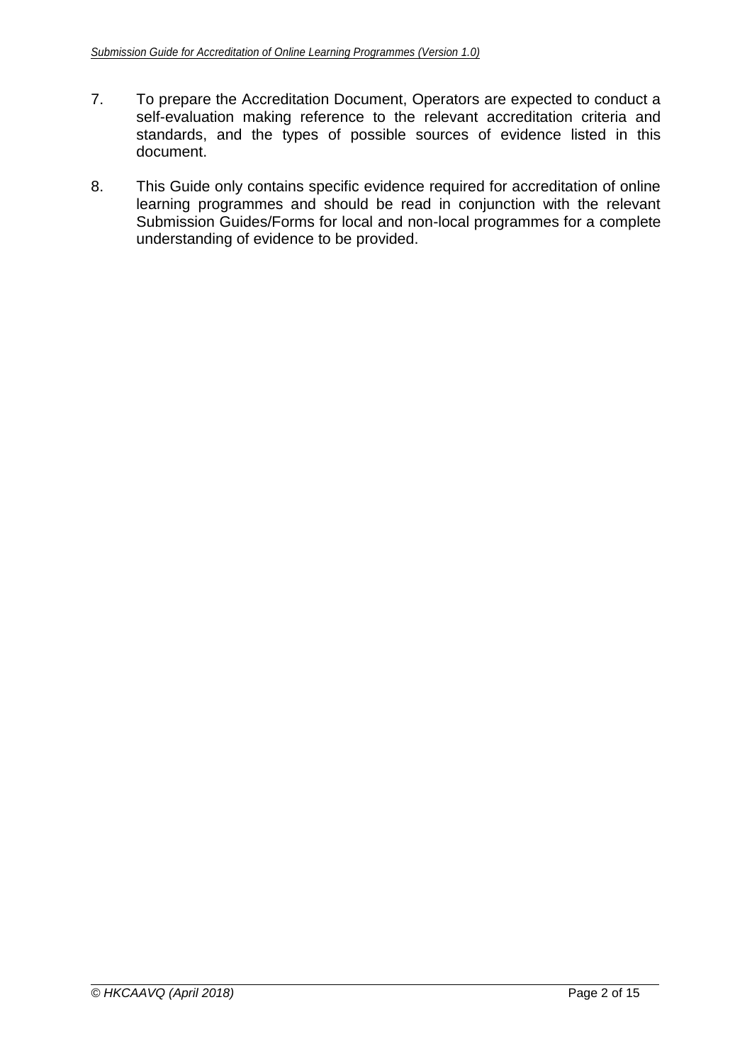7. To prepare the Accreditation Document, Operators are expected to conduct a self-evaluation making reference to the relevant accreditation criteria and standards, and the types of possible sources of evidence listed in this document.

8. This Guide only contains specific evidence required for accreditation of online learning programmes and should be read in conjunction with the relevant Submission Guides/Forms for local and non-local programmes for a complete understanding of evidence to be provided.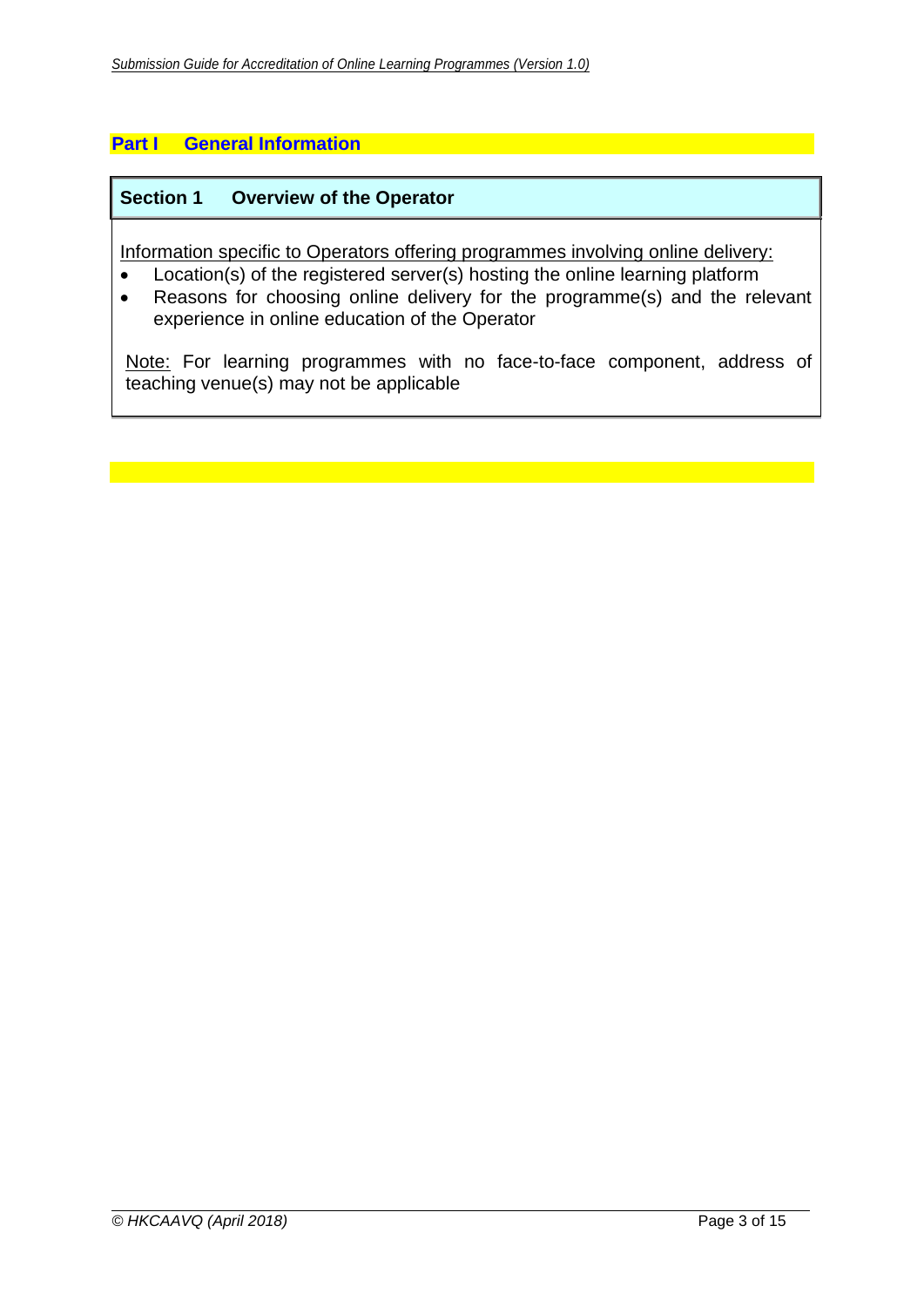# Part I General Information

## Section 1 Overview of the Operator

<u>Information specific to Operators offering programmes involving online delivery:</u>

- Location(s) of the registered server(s) hosting the online learning platform
- Reasons for choosing online delivery for the programme(s) and the relevant experience in online education of the Operator

<u>Note:</u> For learning programmes with no face-to-face component, address of teaching venue(s) may not be applicable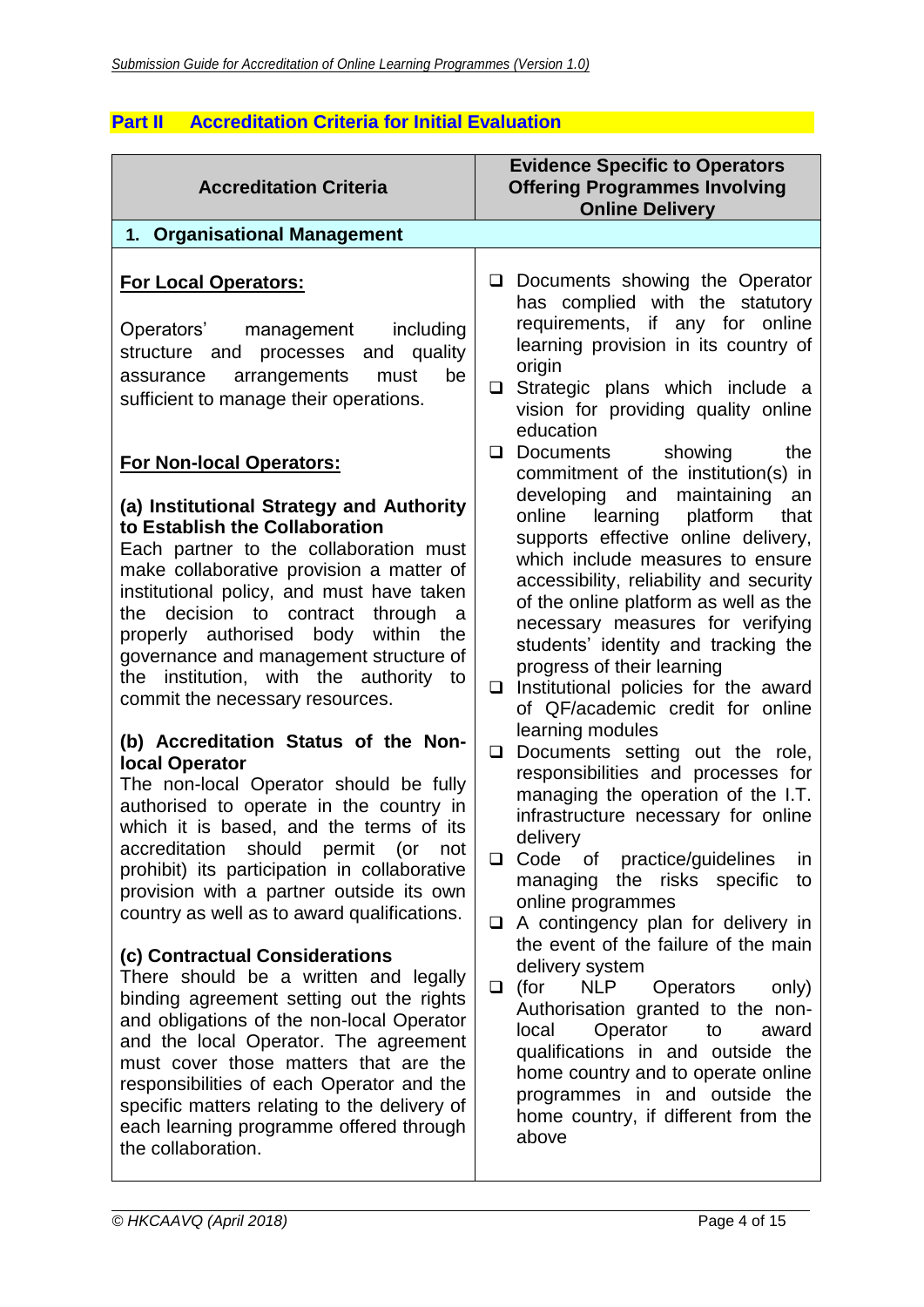## Part II Accreditation Criteria for Initial Evaluation

| Accreditation Criteria | Evidence Specific to Operators Offering Programmes Involving Online Delivery |
|---|---|
| **1. Organisational Management** | |
| **<u>For Local Operators:</u>**<br><br>Operators' management including structure and processes and quality assurance arrangements must be sufficient to manage their operations.<br><br>**<u>For Non-local Operators:</u>**<br><br>**(a) Institutional Strategy and Authority to Establish the Collaboration**<br>Each partner to the collaboration must make collaborative provision a matter of institutional policy, and must have taken the decision to contract through a properly authorised body within the governance and management structure of the institution, with the authority to commit the necessary resources.<br><br>**(b) Accreditation Status of the Non-local Operator**<br>The non-local Operator should be fully authorised to operate in the country in which it is based, and the terms of its accreditation should permit (or not prohibit) its participation in collaborative provision with a partner outside its own country as well as to award qualifications.<br><br>**(c) Contractual Considerations**<br>There should be a written and legally binding agreement setting out the rights and obligations of the non-local Operator and the local Operator. The agreement must cover those matters that are the responsibilities of each Operator and the specific matters relating to the delivery of each learning programme offered through the collaboration. | ❑ Documents showing the Operator has complied with the statutory requirements, if any for online learning provision in its country of origin<br>❑ Strategic plans which include a vision for providing quality online education<br>❑ Documents showing the commitment of the institution(s) in developing and maintaining an online learning platform that supports effective online delivery, which include measures to ensure accessibility, reliability and security of the online platform as well as the necessary measures for verifying students' identity and tracking the progress of their learning<br>❑ Institutional policies for the award of QF/academic credit for online learning modules<br>❑ Documents setting out the role, responsibilities and processes for managing the operation of the I.T. infrastructure necessary for online delivery<br>❑ Code of practice/guidelines in managing the risks specific to online programmes<br>❑ A contingency plan for delivery in the event of the failure of the main delivery system<br>❑ (for NLP Operators only) Authorisation granted to the non-local Operator to award qualifications in and outside the home country and to operate online programmes in and outside the home country, if different from the above |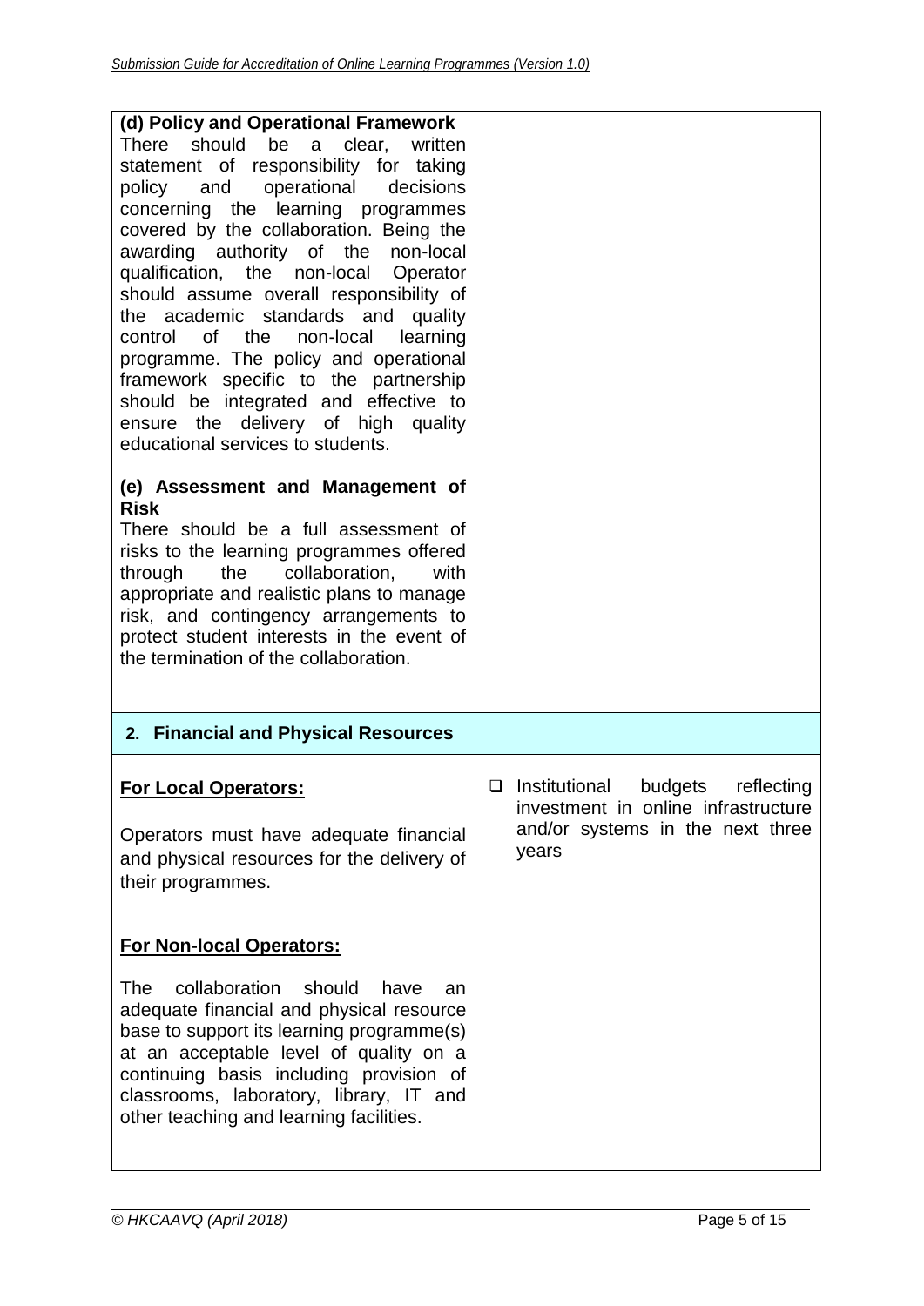| | |
|---|---|
| **(d) Policy and Operational Framework**<br>There should be a clear, written statement of responsibility for taking policy and operational decisions concerning the learning programmes covered by the collaboration. Being the awarding authority of the non-local qualification, the non-local Operator should assume overall responsibility of the academic standards and quality control of the non-local learning programme. The policy and operational framework specific to the partnership should be integrated and effective to ensure the delivery of high quality educational services to students.<br><br>**(e) Assessment and Management of Risk**<br>There should be a full assessment of risks to the learning programmes offered through the collaboration, with appropriate and realistic plans to manage risk, and contingency arrangements to protect student interests in the event of the termination of the collaboration. | |
| **2. Financial and Physical Resources** | |
| **<u>For Local Operators:</u>**<br><br>Operators must have adequate financial and physical resources for the delivery of their programmes.<br><br>**<u>For Non-local Operators:</u>**<br><br>The collaboration should have an adequate financial and physical resource base to support its learning programme(s) at an acceptable level of quality on a continuing basis including provision of classrooms, laboratory, library, IT and other teaching and learning facilities. | ❑ Institutional budgets reflecting investment in online infrastructure and/or systems in the next three years |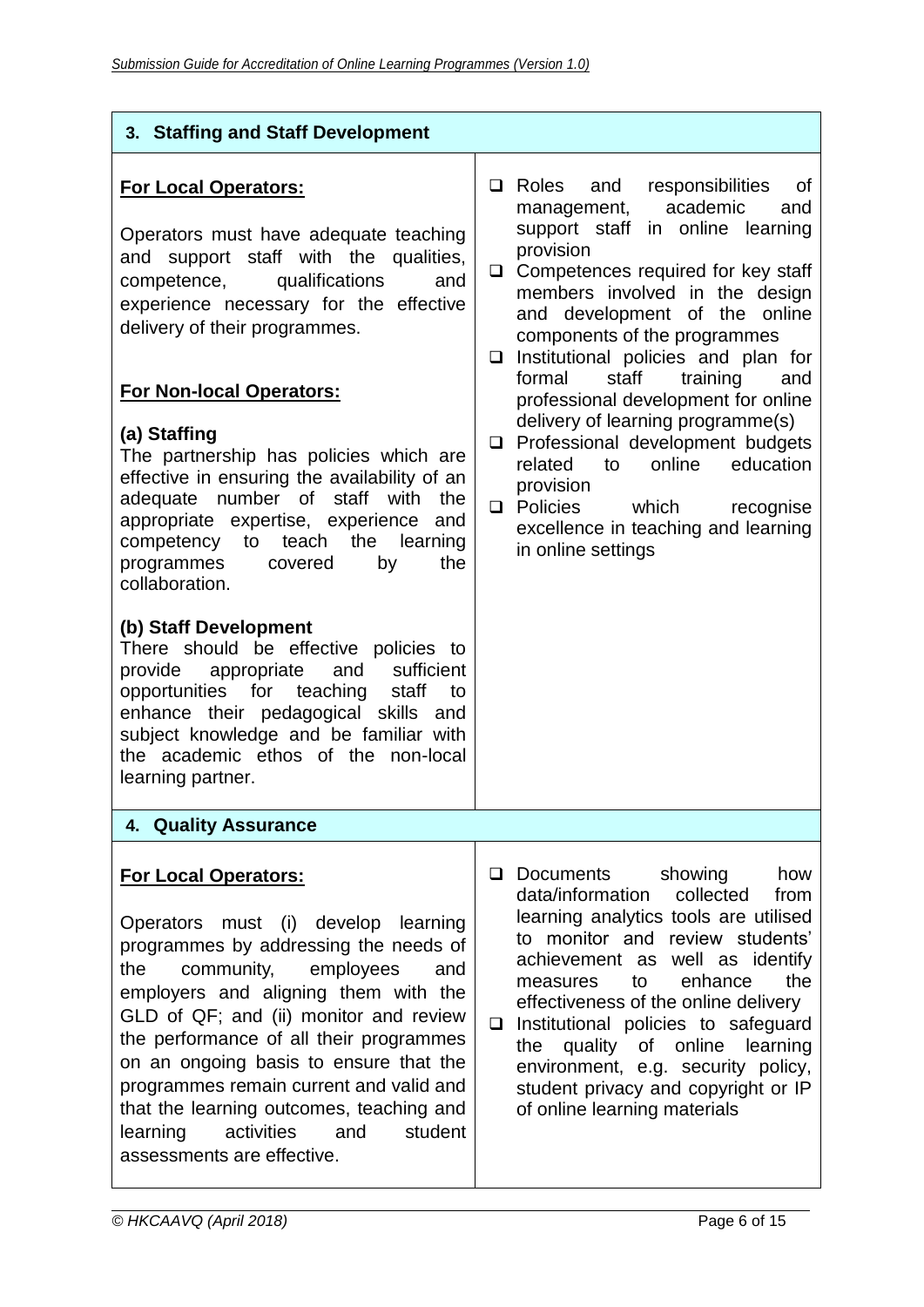| 3. Staffing and Staff Development | |
|---|---|
| **For Local Operators:**<br><br>Operators must have adequate teaching and support staff with the qualities, competence, qualifications and experience necessary for the effective delivery of their programmes.<br><br>**For Non-local Operators:**<br><br>**(a) Staffing**<br>The partnership has policies which are effective in ensuring the availability of an adequate number of staff with the appropriate expertise, experience and competency to teach the learning programmes covered by the collaboration.<br><br>**(b) Staff Development**<br>There should be effective policies to provide appropriate and sufficient opportunities for teaching staff to enhance their pedagogical skills and subject knowledge and be familiar with the academic ethos of the non-local learning partner. | ❑ Roles and responsibilities of management, academic and support staff in online learning provision<br>❑ Competences required for key staff members involved in the design and development of the online components of the programmes<br>❑ Institutional policies and plan for formal staff training and professional development for online delivery of learning programme(s)<br>❑ Professional development budgets related to online education provision<br>❑ Policies which recognise excellence in teaching and learning in online settings |
| **4. Quality Assurance** | |
| **For Local Operators:**<br><br>Operators must (i) develop learning programmes by addressing the needs of the community, employees and employers and aligning them with the GLD of QF; and (ii) monitor and review the performance of all their programmes on an ongoing basis to ensure that the programmes remain current and valid and that the learning outcomes, teaching and learning activities and student assessments are effective. | ❑ Documents showing how data/information collected from learning analytics tools are utilised to monitor and review students' achievement as well as identify measures to enhance the effectiveness of the online delivery<br>❑ Institutional policies to safeguard the quality of online learning environment, e.g. security policy, student privacy and copyright or IP of online learning materials |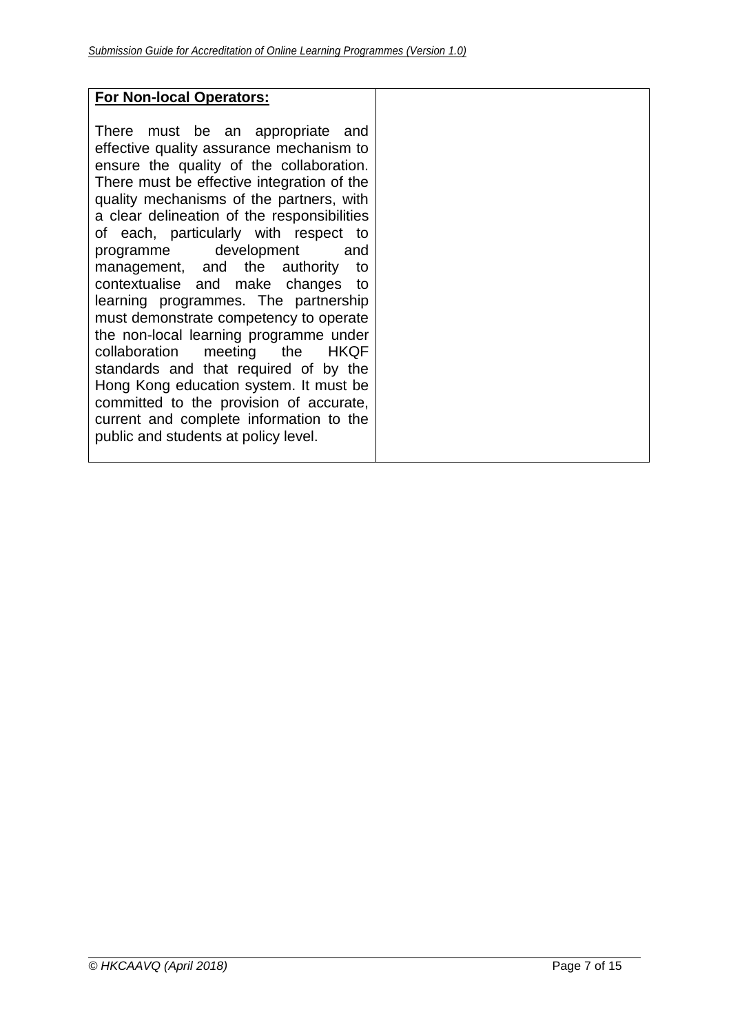| **For Non-local Operators:**<br><br>There must be an appropriate and effective quality assurance mechanism to ensure the quality of the collaboration. There must be effective integration of the quality mechanisms of the partners, with a clear delineation of the responsibilities of each, particularly with respect to programme development and management, and the authority to contextualise and make changes to learning programmes. The partnership must demonstrate competency to operate the non-local learning programme under collaboration meeting the HKQF standards and that required of by the Hong Kong education system. It must be committed to the provision of accurate, current and complete information to the public and students at policy level. | |
|---|---|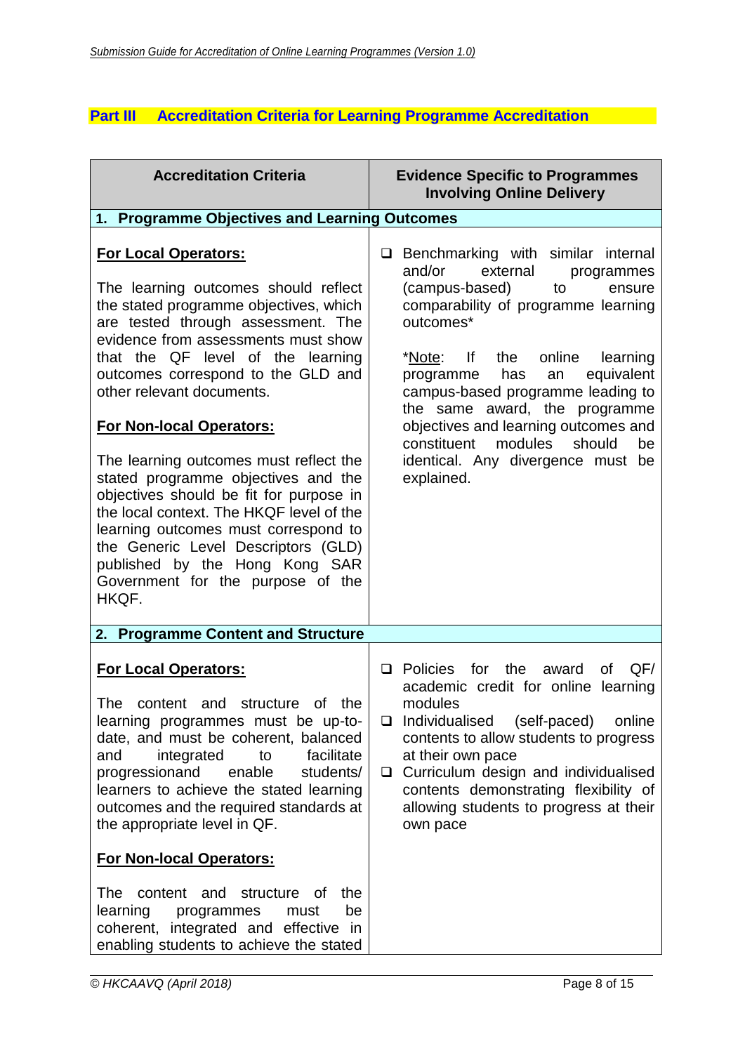## Part III Accreditation Criteria for Learning Programme Accreditation

| Accreditation Criteria | Evidence Specific to Programmes Involving Online Delivery |
|---|---|
| **1. Programme Objectives and Learning Outcomes** | |
| **For Local Operators:**<br><br>The learning outcomes should reflect the stated programme objectives, which are tested through assessment. The evidence from assessments must show that the QF level of the learning outcomes correspond to the GLD and other relevant documents.<br><br>**For Non-local Operators:**<br><br>The learning outcomes must reflect the stated programme objectives and the objectives should be fit for purpose in the local context. The HKQF level of the learning outcomes must correspond to the Generic Level Descriptors (GLD) published by the Hong Kong SAR Government for the purpose of the HKQF. | ❑ Benchmarking with similar internal and/or external programmes (campus-based) to ensure comparability of programme learning outcomes*<br><br>*Note: If the online learning programme has an equivalent campus-based programme leading to the same award, the programme objectives and learning outcomes and constituent modules should be identical. Any divergence must be explained. |
| **2. Programme Content and Structure** | |
| **For Local Operators:**<br><br>The content and structure of the learning programmes must be up-to-date, and must be coherent, balanced and integrated to facilitate progressionand enable students/ learners to achieve the stated learning outcomes and the required standards at the appropriate level in QF.<br><br>**For Non-local Operators:**<br><br>The content and structure of the learning programmes must be coherent, integrated and effective in enabling students to achieve the stated | ❑ Policies for the award of QF/ academic credit for online learning modules<br>❑ Individualised (self-paced) online contents to allow students to progress at their own pace<br>❑ Curriculum design and individualised contents demonstrating flexibility of allowing students to progress at their own pace |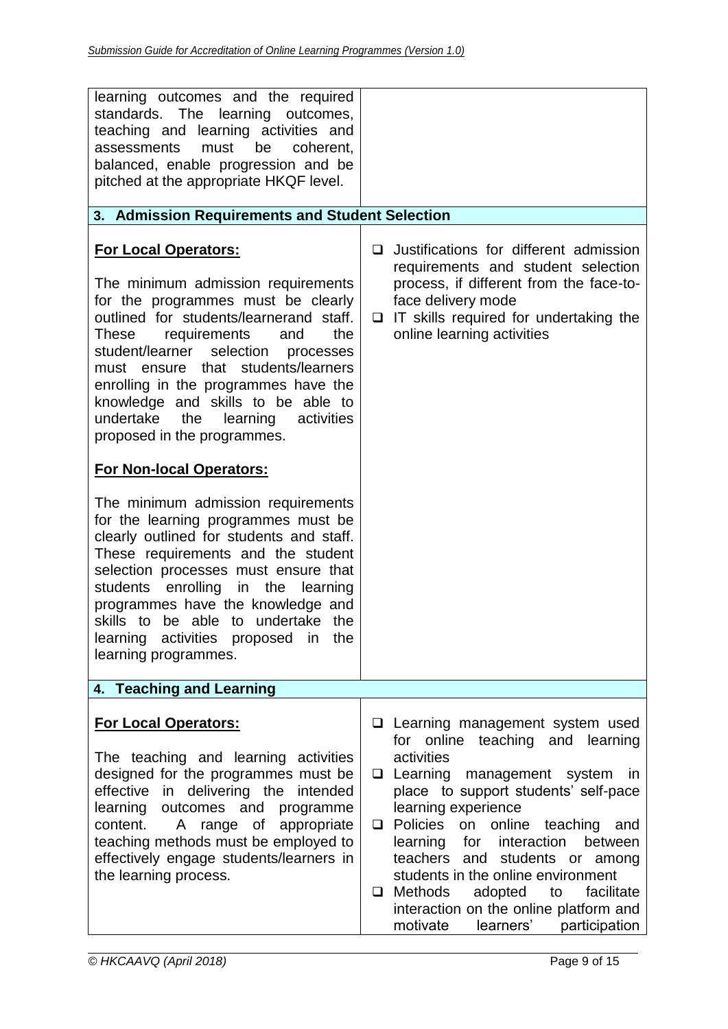| | |
|---|---|
| learning outcomes and the required standards. The learning outcomes, teaching and learning activities and assessments must be coherent, balanced, enable progression and be pitched at the appropriate HKQF level. | |
| **3. Admission Requirements and Student Selection** | |
| **For Local Operators:**<br><br>The minimum admission requirements for the programmes must be clearly outlined for students/learnerand staff. These requirements and the student/learner selection processes must ensure that students/learners enrolling in the programmes have the knowledge and skills to be able to undertake the learning activities proposed in the programmes.<br><br>**For Non-local Operators:**<br><br>The minimum admission requirements for the learning programmes must be clearly outlined for students and staff. These requirements and the student selection processes must ensure that students enrolling in the learning programmes have the knowledge and skills to be able to undertake the learning activities proposed in the learning programmes. | ❑ Justifications for different admission requirements and student selection process, if different from the face-to-face delivery mode<br>❑ IT skills required for undertaking the online learning activities |
| **4. Teaching and Learning** | |
| **For Local Operators:**<br><br>The teaching and learning activities designed for the programmes must be effective in delivering the intended learning outcomes and programme content. A range of appropriate teaching methods must be employed to effectively engage students/learners in the learning process. | ❑ Learning management system used for online teaching and learning activities<br>❑ Learning management system in place to support students' self-pace learning experience<br>❑ Policies on online teaching and learning for interaction between teachers and students or among students in the online environment<br>❑ Methods adopted to facilitate interaction on the online platform and motivate learners' participation |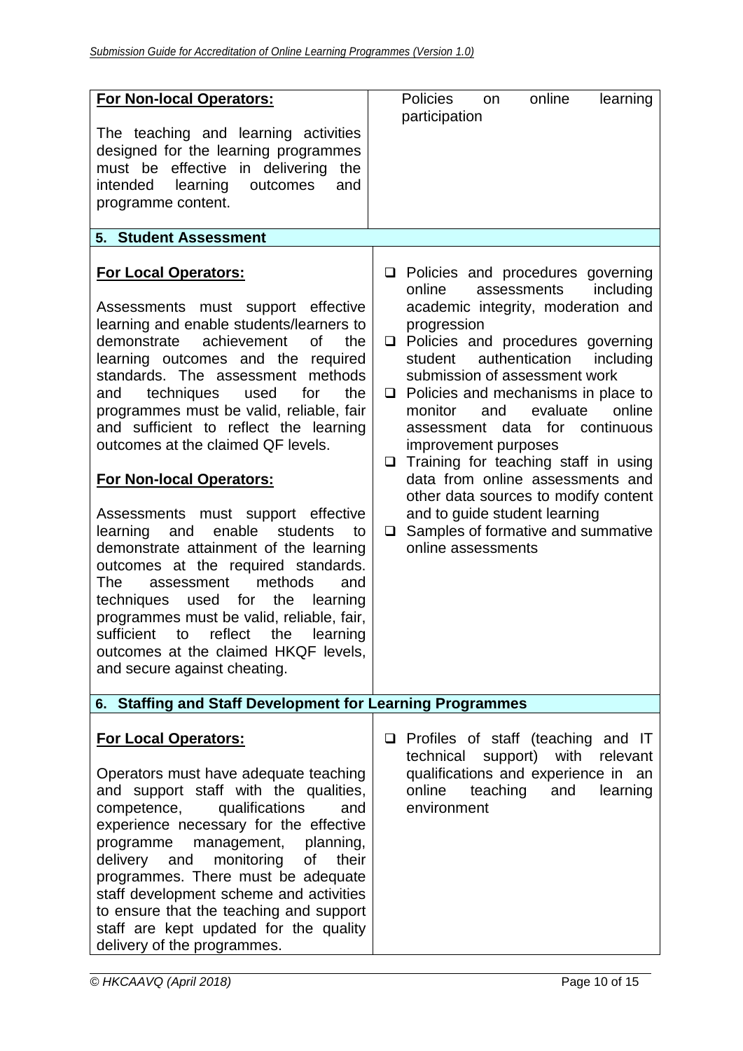| | |
|---|---|
| **For Non-local Operators:**<br><br>The teaching and learning activities designed for the learning programmes must be effective in delivering the intended learning outcomes and programme content. | Policies on online learning participation |
| **5. Student Assessment** | |
| **For Local Operators:**<br><br>Assessments must support effective learning and enable students/learners to demonstrate achievement of the learning outcomes and the required standards. The assessment methods and techniques used for the programmes must be valid, reliable, fair and sufficient to reflect the learning outcomes at the claimed QF levels.<br><br>**For Non-local Operators:**<br><br>Assessments must support effective learning and enable students to demonstrate attainment of the learning outcomes at the required standards. The assessment methods and techniques used for the learning programmes must be valid, reliable, fair, sufficient to reflect the learning outcomes at the claimed HKQF levels, and secure against cheating. | ❑ Policies and procedures governing online assessments including academic integrity, moderation and progression<br>❑ Policies and procedures governing student authentication including submission of assessment work<br>❑ Policies and mechanisms in place to monitor and evaluate online assessment data for continuous improvement purposes<br>❑ Training for teaching staff in using data from online assessments and other data sources to modify content and to guide student learning<br>❑ Samples of formative and summative online assessments |
| **6. Staffing and Staff Development for Learning Programmes** | |
| **For Local Operators:**<br><br>Operators must have adequate teaching and support staff with the qualities, competence, qualifications and experience necessary for the effective programme management, planning, delivery and monitoring of their programmes. There must be adequate staff development scheme and activities to ensure that the teaching and support staff are kept updated for the quality delivery of the programmes. | ❑ Profiles of staff (teaching and IT technical support) with relevant qualifications and experience in an online teaching and learning environment |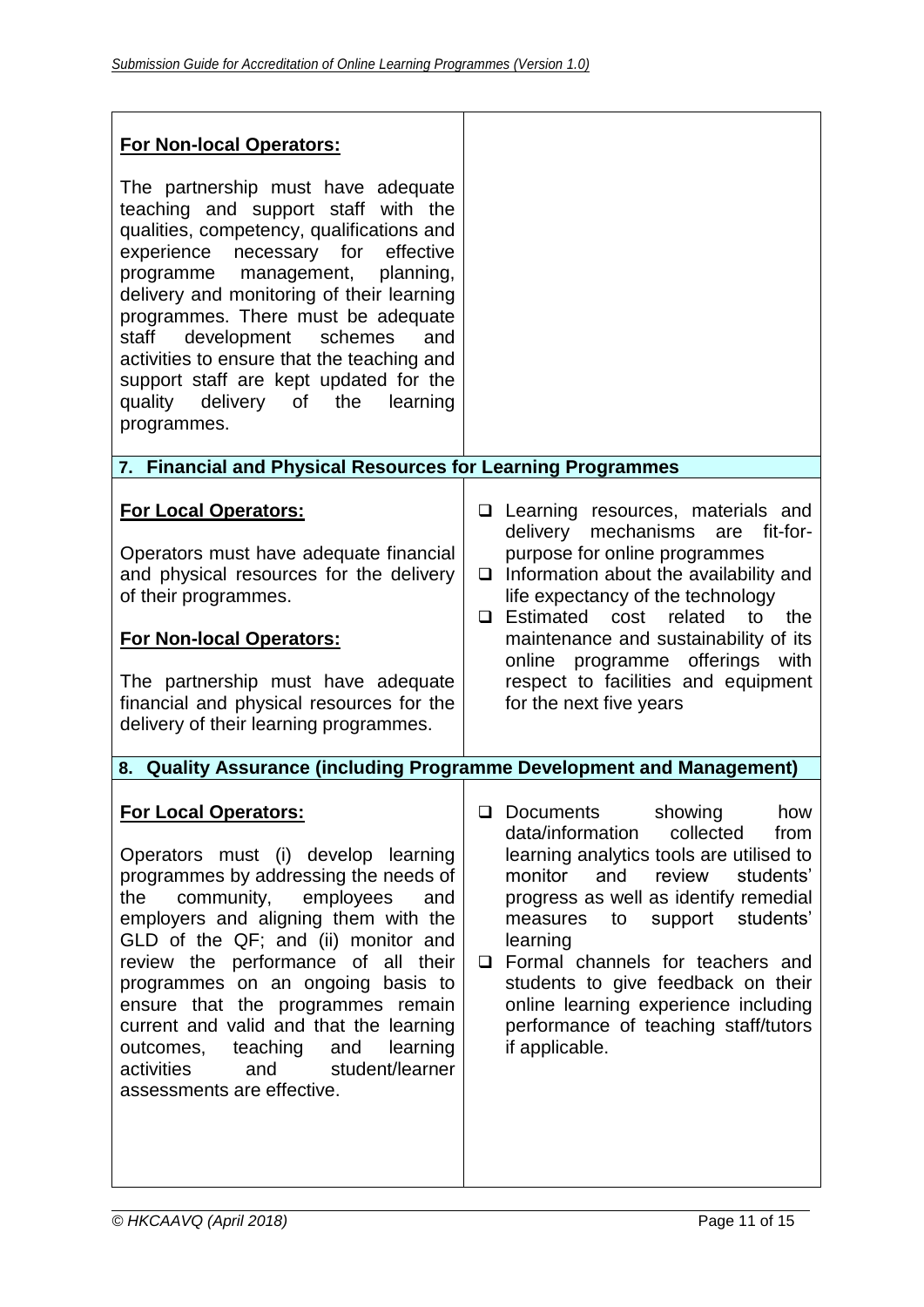| | |
|---|---|
| **For Non-local Operators:**<br><br>The partnership must have adequate teaching and support staff with the qualities, competency, qualifications and experience necessary for effective programme management, planning, delivery and monitoring of their learning programmes. There must be adequate staff development schemes and activities to ensure that the teaching and support staff are kept updated for the quality delivery of the learning programmes. | |
| **7. Financial and Physical Resources for Learning Programmes** | |
| **For Local Operators:**<br><br>Operators must have adequate financial and physical resources for the delivery of their programmes.<br><br>**For Non-local Operators:**<br><br>The partnership must have adequate financial and physical resources for the delivery of their learning programmes. | ❑ Learning resources, materials and delivery mechanisms are fit-for-purpose for online programmes<br>❑ Information about the availability and life expectancy of the technology<br>❑ Estimated cost related to the maintenance and sustainability of its online programme offerings with respect to facilities and equipment for the next five years |
| **8. Quality Assurance (including Programme Development and Management)** | |
| **For Local Operators:**<br><br>Operators must (i) develop learning programmes by addressing the needs of the community, employees and employers and aligning them with the GLD of the QF; and (ii) monitor and review the performance of all their programmes on an ongoing basis to ensure that the programmes remain current and valid and that the learning outcomes, teaching and learning activities and student/learner assessments are effective. | ❑ Documents showing how data/information collected from learning analytics tools are utilised to monitor and review students' progress as well as identify remedial measures to support students' learning<br>❑ Formal channels for teachers and students to give feedback on their online learning experience including performance of teaching staff/tutors if applicable. |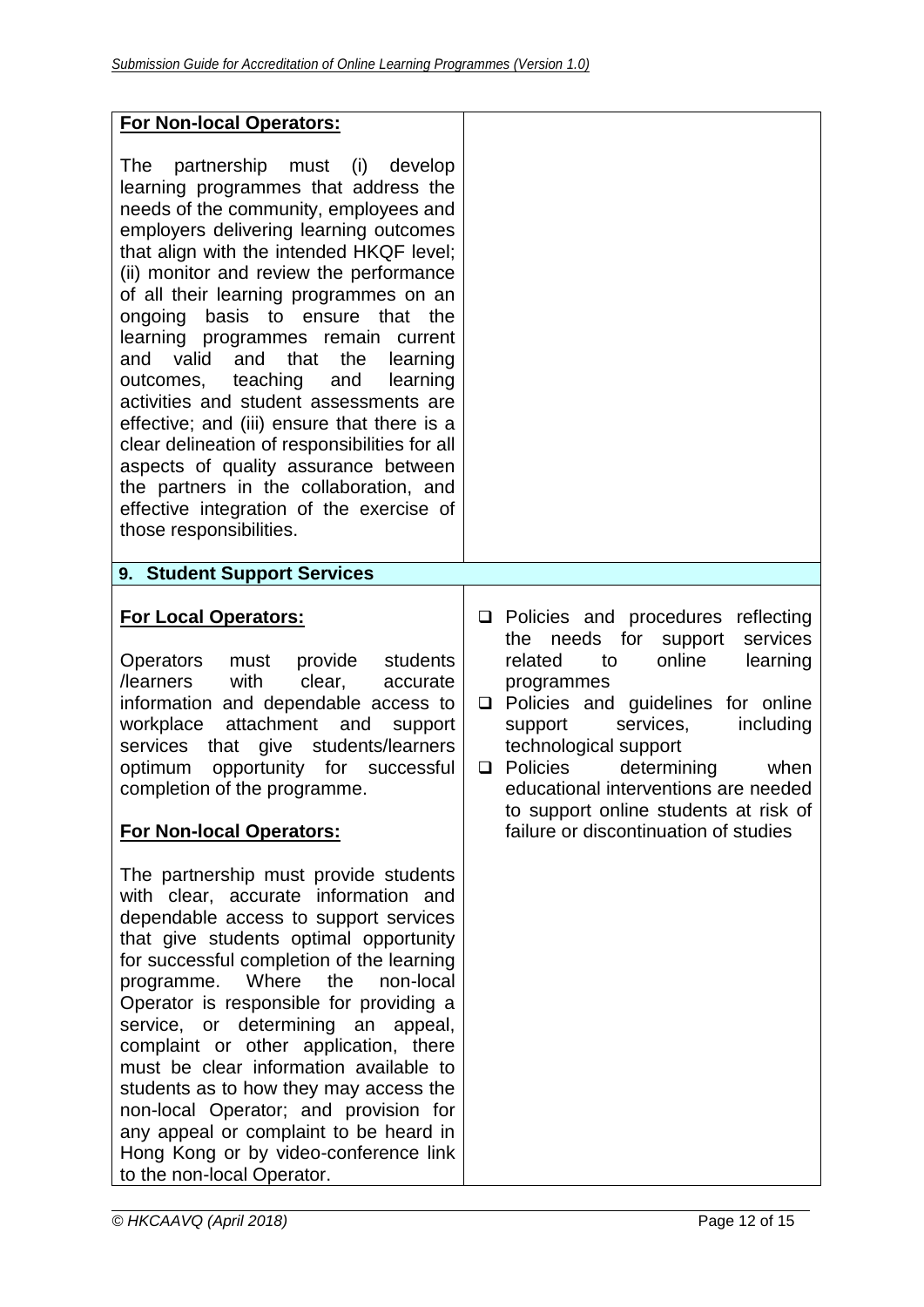| | |
|---|---|
| **For Non-local Operators:**<br><br>The partnership must (i) develop learning programmes that address the needs of the community, employees and employers delivering learning outcomes that align with the intended HKQF level; (ii) monitor and review the performance of all their learning programmes on an ongoing basis to ensure that the learning programmes remain current and valid and that the learning outcomes, teaching and learning activities and student assessments are effective; and (iii) ensure that there is a clear delineation of responsibilities for all aspects of quality assurance between the partners in the collaboration, and effective integration of the exercise of those responsibilities. | |
| **9. Student Support Services** | |
| **For Local Operators:**<br><br>Operators must provide students /learners with clear, accurate information and dependable access to workplace attachment and support services that give students/learners optimum opportunity for successful completion of the programme.<br><br>**For Non-local Operators:**<br><br>The partnership must provide students with clear, accurate information and dependable access to support services that give students optimal opportunity for successful completion of the learning programme. Where the non-local Operator is responsible for providing a service, or determining an appeal, complaint or other application, there must be clear information available to students as to how they may access the non-local Operator; and provision for any appeal or complaint to be heard in Hong Kong or by video-conference link to the non-local Operator. | ❑ Policies and procedures reflecting the needs for support services related to online learning programmes<br>❑ Policies and guidelines for online support services, including technological support<br>❑ Policies determining when educational interventions are needed to support online students at risk of failure or discontinuation of studies |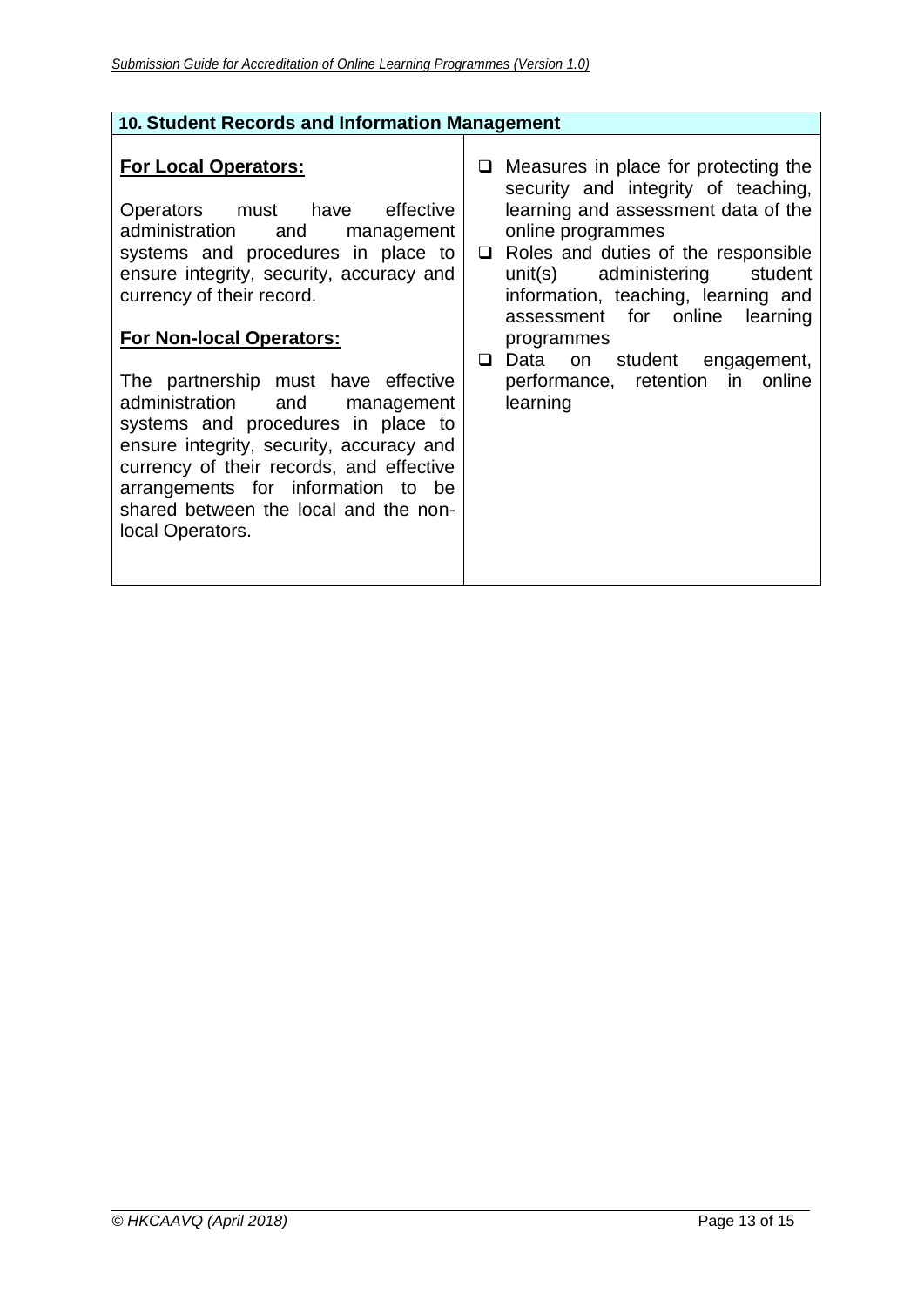| 10. Student Records and Information Management | |
|---|---|
| **For Local Operators:**<br><br>Operators must have effective administration and management systems and procedures in place to ensure integrity, security, accuracy and currency of their record.<br><br>**For Non-local Operators:**<br><br>The partnership must have effective administration and management systems and procedures in place to ensure integrity, security, accuracy and currency of their records, and effective arrangements for information to be shared between the local and the non-local Operators. | ❑ Measures in place for protecting the security and integrity of teaching, learning and assessment data of the online programmes<br>❑ Roles and duties of the responsible unit(s) administering student information, teaching, learning and assessment for online learning programmes<br>❑ Data on student engagement, performance, retention in online learning |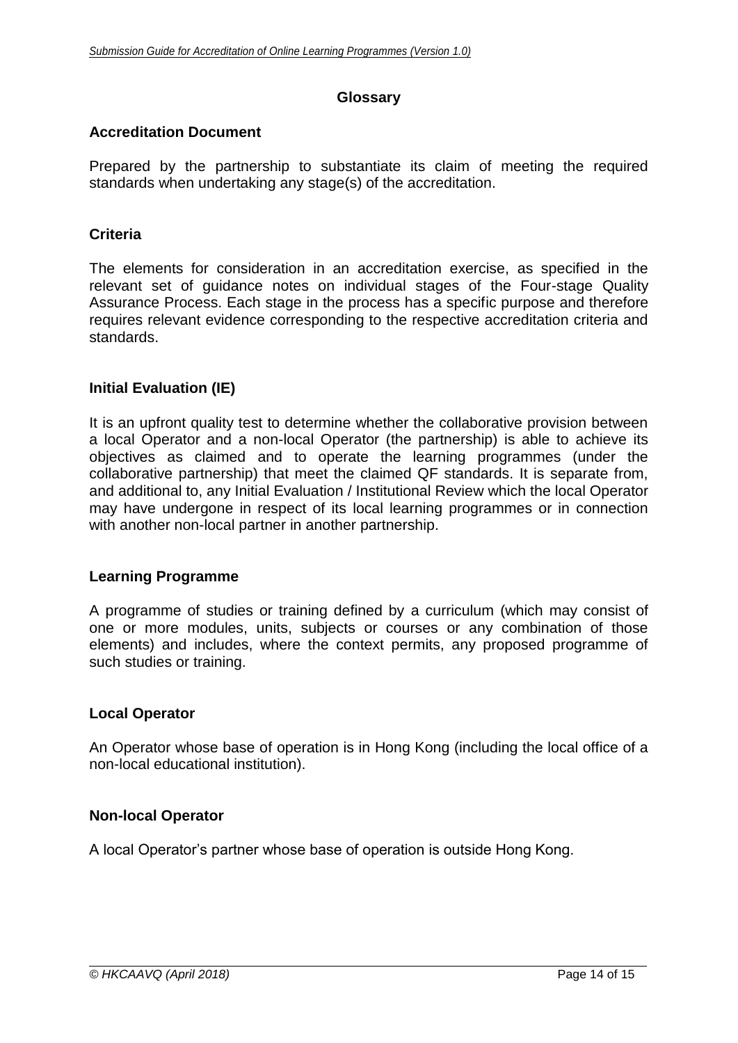## Glossary

### Accreditation Document

Prepared by the partnership to substantiate its claim of meeting the required standards when undertaking any stage(s) of the accreditation.

### Criteria

The elements for consideration in an accreditation exercise, as specified in the relevant set of guidance notes on individual stages of the Four-stage Quality Assurance Process. Each stage in the process has a specific purpose and therefore requires relevant evidence corresponding to the respective accreditation criteria and standards.

### Initial Evaluation (IE)

It is an upfront quality test to determine whether the collaborative provision between a local Operator and a non-local Operator (the partnership) is able to achieve its objectives as claimed and to operate the learning programmes (under the collaborative partnership) that meet the claimed QF standards. It is separate from, and additional to, any Initial Evaluation / Institutional Review which the local Operator may have undergone in respect of its local learning programmes or in connection with another non-local partner in another partnership.

### Learning Programme

A programme of studies or training defined by a curriculum (which may consist of one or more modules, units, subjects or courses or any combination of those elements) and includes, where the context permits, any proposed programme of such studies or training.

### Local Operator

An Operator whose base of operation is in Hong Kong (including the local office of a non-local educational institution).

### Non-local Operator

A local Operator's partner whose base of operation is outside Hong Kong.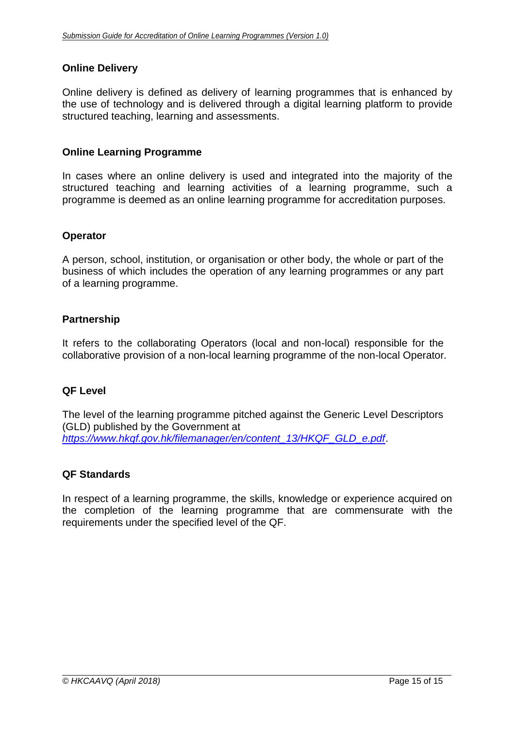**Online Delivery**

Online delivery is defined as delivery of learning programmes that is enhanced by the use of technology and is delivered through a digital learning platform to provide structured teaching, learning and assessments.

**Online Learning Programme**

In cases where an online delivery is used and integrated into the majority of the structured teaching and learning activities of a learning programme, such a programme is deemed as an online learning programme for accreditation purposes.

**Operator**

A person, school, institution, or organisation or other body, the whole or part of the business of which includes the operation of any learning programmes or any part of a learning programme.

**Partnership**

It refers to the collaborating Operators (local and non-local) responsible for the collaborative provision of a non-local learning programme of the non-local Operator.

**QF Level**

The level of the learning programme pitched against the Generic Level Descriptors (GLD) published by the Government at *https://www.hkqf.gov.hk/filemanager/en/content_13/HKQF_GLD_e.pdf*.

**QF Standards**

In respect of a learning programme, the skills, knowledge or experience acquired on the completion of the learning programme that are commensurate with the requirements under the specified level of the QF.